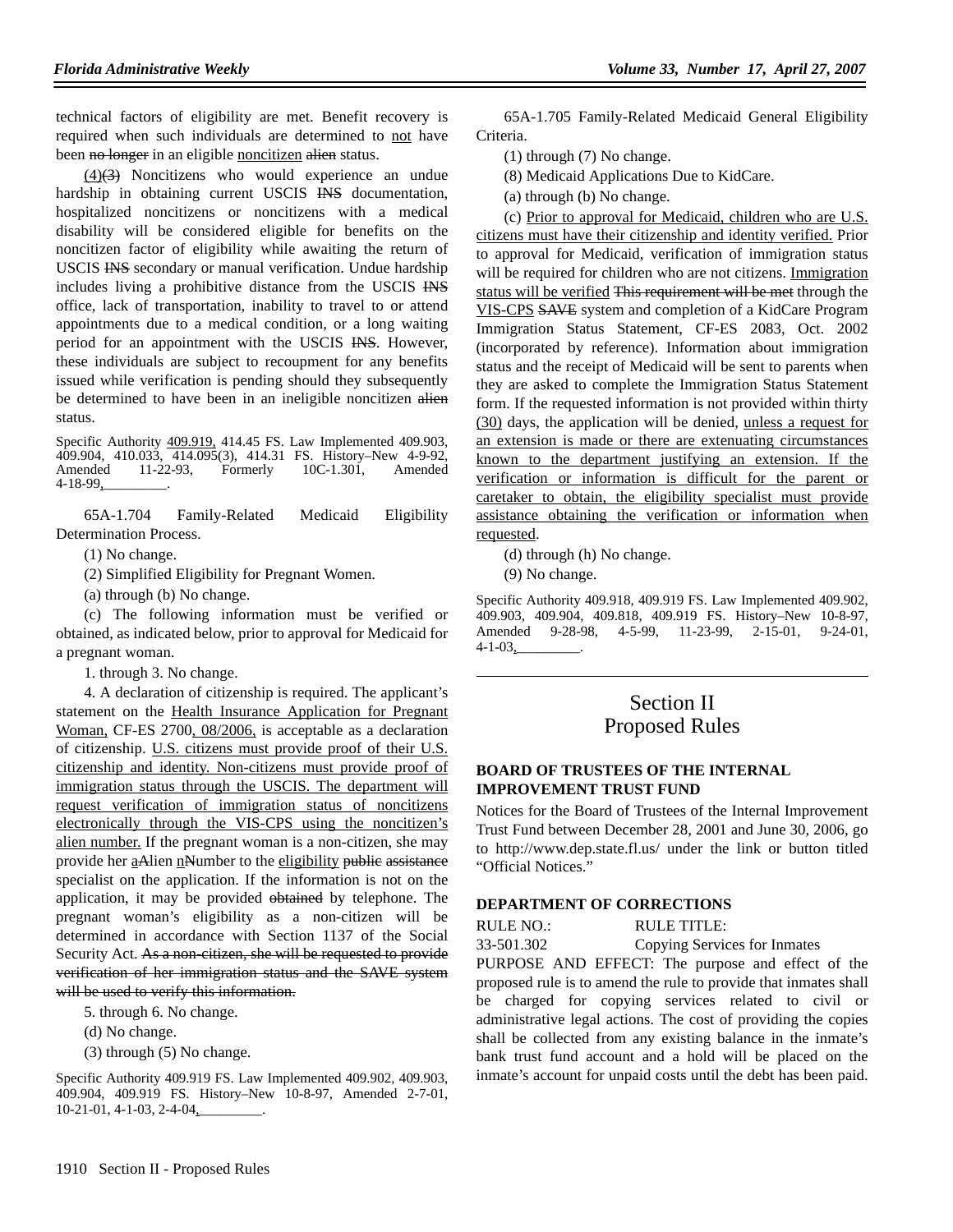technical factors of eligibility are met. Benefit recovery is required when such individuals are determined to not have been no longer in an eligible noncitizen alien status.

(4)(3) Noncitizens who would experience an undue hardship in obtaining current USCIS INS documentation, hospitalized noncitizens or noncitizens with a medical disability will be considered eligible for benefits on the noncitizen factor of eligibility while awaiting the return of USCIS INS secondary or manual verification. Undue hardship includes living a prohibitive distance from the USCIS INS office, lack of transportation, inability to travel to or attend appointments due to a medical condition, or a long waiting period for an appointment with the USCIS INS. However, these individuals are subject to recoupment for any benefits issued while verification is pending should they subsequently be determined to have been in an ineligible noncitizen alien status.

Specific Authority 409.919, 414.45 FS. Law Implemented 409.903, 409.904, 410.033, 414.095(3), 414.31 FS. History–New 4-9-92, Amended 11-22-93, Formerly 10C-1.301, Amended 4-18-99,________.

65A-1.704 Family-Related Medicaid Eligibility Determination Process.

(1) No change.

(2) Simplified Eligibility for Pregnant Women.

(a) through (b) No change.

(c) The following information must be verified or obtained, as indicated below, prior to approval for Medicaid for a pregnant woman.

1. through 3. No change.

4. A declaration of citizenship is required. The applicant's statement on the Health Insurance Application for Pregnant Woman, CF-ES 2700, 08/2006, is acceptable as a declaration of citizenship. U.S. citizens must provide proof of their U.S. citizenship and identity. Non-citizens must provide proof of immigration status through the USCIS. The department will request verification of immigration status of noncitizens electronically through the VIS-CPS using the noncitizen's alien number. If the pregnant woman is a non-citizen, she may provide her aAlien nNumber to the eligibility public assistance specialist on the application. If the information is not on the application, it may be provided obtained by telephone. The pregnant woman's eligibility as a non-citizen will be determined in accordance with Section 1137 of the Social Security Act. As a non-citizen, she will be requested to provide verification of her immigration status and the SAVE system will be used to verify this information.

5. through 6. No change.

(d) No change.

(3) through (5) No change.

Specific Authority 409.919 FS. Law Implemented 409.902, 409.903, 409.904, 409.919 FS. History–New 10-8-97, Amended 2-7-01, 10-21-01, 4-1-03, 2-4-04,________.

65A-1.705 Family-Related Medicaid General Eligibility Criteria.

(1) through (7) No change.

(8) Medicaid Applications Due to KidCare.

(a) through (b) No change.

(c) Prior to approval for Medicaid, children who are U.S. citizens must have their citizenship and identity verified. Prior to approval for Medicaid, verification of immigration status will be required for children who are not citizens. Immigration status will be verified This requirement will be met through the VIS-CPS SAVE system and completion of a KidCare Program Immigration Status Statement, CF-ES 2083, Oct. 2002 (incorporated by reference). Information about immigration status and the receipt of Medicaid will be sent to parents when they are asked to complete the Immigration Status Statement form. If the requested information is not provided within thirty (30) days, the application will be denied, unless a request for an extension is made or there are extenuating circumstances known to the department justifying an extension. If the verification or information is difficult for the parent or caretaker to obtain, the eligibility specialist must provide assistance obtaining the verification or information when requested.

(d) through (h) No change.

(9) No change.

Specific Authority 409.918, 409.919 FS. Law Implemented 409.902, 409.903, 409.904, 409.818, 409.919 FS. History–New 10-8-97, Amended 9-28-98, 4-5-99, 11-23-99, 2-15-01, 9-24-01, 4-1-03,________.

# Section II
# Proposed Rules

### BOARD OF TRUSTEES OF THE INTERNAL IMPROVEMENT TRUST FUND

Notices for the Board of Trustees of the Internal Improvement Trust Fund between December 28, 2001 and June 30, 2006, go to http://www.dep.state.fl.us/ under the link or button titled "Official Notices."

### DEPARTMENT OF CORRECTIONS

RULE NO.: RULE TITLE:
33-501.302 Copying Services for Inmates

PURPOSE AND EFFECT: The purpose and effect of the proposed rule is to amend the rule to provide that inmates shall be charged for copying services related to civil or administrative legal actions. The cost of providing the copies shall be collected from any existing balance in the inmate's bank trust fund account and a hold will be placed on the inmate's account for unpaid costs until the debt has been paid.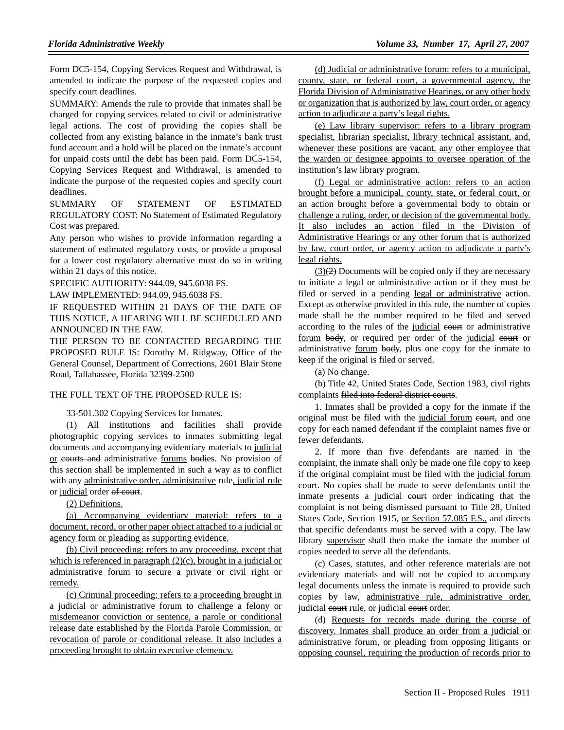Form DC5-154, Copying Services Request and Withdrawal, is amended to indicate the purpose of the requested copies and specify court deadlines.

SUMMARY: Amends the rule to provide that inmates shall be charged for copying services related to civil or administrative legal actions. The cost of providing the copies shall be collected from any existing balance in the inmate's bank trust fund account and a hold will be placed on the inmate's account for unpaid costs until the debt has been paid. Form DC5-154, Copying Services Request and Withdrawal, is amended to indicate the purpose of the requested copies and specify court deadlines.

SUMMARY OF STATEMENT OF ESTIMATED REGULATORY COST: No Statement of Estimated Regulatory Cost was prepared.

Any person who wishes to provide information regarding a statement of estimated regulatory costs, or provide a proposal for a lower cost regulatory alternative must do so in writing within 21 days of this notice.

SPECIFIC AUTHORITY: 944.09, 945.6038 FS.

LAW IMPLEMENTED: 944.09, 945.6038 FS.

IF REQUESTED WITHIN 21 DAYS OF THE DATE OF THIS NOTICE, A HEARING WILL BE SCHEDULED AND ANNOUNCED IN THE FAW.

THE PERSON TO BE CONTACTED REGARDING THE PROPOSED RULE IS: Dorothy M. Ridgway, Office of the General Counsel, Department of Corrections, 2601 Blair Stone Road, Tallahassee, Florida 32399-2500

THE FULL TEXT OF THE PROPOSED RULE IS:

33-501.302 Copying Services for Inmates.

(1) All institutions and facilities shall provide photographic copying services to inmates submitting legal documents and accompanying evidentiary materials to judicial or ~~courts and~~ administrative forums ~~bodies~~. No provision of this section shall be implemented in such a way as to conflict with any administrative order, administrative rule, judicial rule or judicial order ~~of court~~.

(2) Definitions.

(a) Accompanying evidentiary material: refers to a document, record, or other paper object attached to a judicial or agency form or pleading as supporting evidence.

(b) Civil proceeding: refers to any proceeding, except that which is referenced in paragraph (2)(c), brought in a judicial or administrative forum to secure a private or civil right or remedy.

(c) Criminal proceeding: refers to a proceeding brought in a judicial or administrative forum to challenge a felony or misdemeanor conviction or sentence, a parole or conditional release date established by the Florida Parole Commission, or revocation of parole or conditional release. It also includes a proceeding brought to obtain executive clemency.

(d) Judicial or administrative forum: refers to a municipal, county, state, or federal court, a governmental agency, the Florida Division of Administrative Hearings, or any other body or organization that is authorized by law, court order, or agency action to adjudicate a party's legal rights.

(e) Law library supervisor: refers to a library program specialist, librarian specialist, library technical assistant, and, whenever these positions are vacant, any other employee that the warden or designee appoints to oversee operation of the institution's law library program.

(f) Legal or administrative action: refers to an action brought before a municipal, county, state, or federal court, or an action brought before a governmental body to obtain or challenge a ruling, order, or decision of the governmental body. It also includes an action filed in the Division of Administrative Hearings or any other forum that is authorized by law, court order, or agency action to adjudicate a party's legal rights.

(3)~~(2)~~ Documents will be copied only if they are necessary to initiate a legal or administrative action or if they must be filed or served in a pending legal or administrative action. Except as otherwise provided in this rule, the number of copies made shall be the number required to be filed and served according to the rules of the judicial ~~court~~ or administrative forum ~~body~~, or required per order of the judicial ~~court~~ or administrative forum ~~body~~, plus one copy for the inmate to keep if the original is filed or served.

(a) No change.

(b) Title 42, United States Code, Section 1983, civil rights complaints ~~filed into federal district courts~~.

1. Inmates shall be provided a copy for the inmate if the original must be filed with the judicial forum ~~court~~, and one copy for each named defendant if the complaint names five or fewer defendants.

2. If more than five defendants are named in the complaint, the inmate shall only be made one file copy to keep if the original complaint must be filed with the judicial forum ~~court~~. No copies shall be made to serve defendants until the inmate presents a judicial ~~court~~ order indicating that the complaint is not being dismissed pursuant to Title 28, United States Code, Section 1915, or Section 57.085 F.S., and directs that specific defendants must be served with a copy. The law library supervisor shall then make the inmate the number of copies needed to serve all the defendants.

(c) Cases, statutes, and other reference materials are not evidentiary materials and will not be copied to accompany legal documents unless the inmate is required to provide such copies by law, administrative rule, administrative order, judicial ~~court~~ rule, or judicial ~~court~~ order.

(d) Requests for records made during the course of discovery. Inmates shall produce an order from a judicial or administrative forum, or pleading from opposing litigants or opposing counsel, requiring the production of records prior to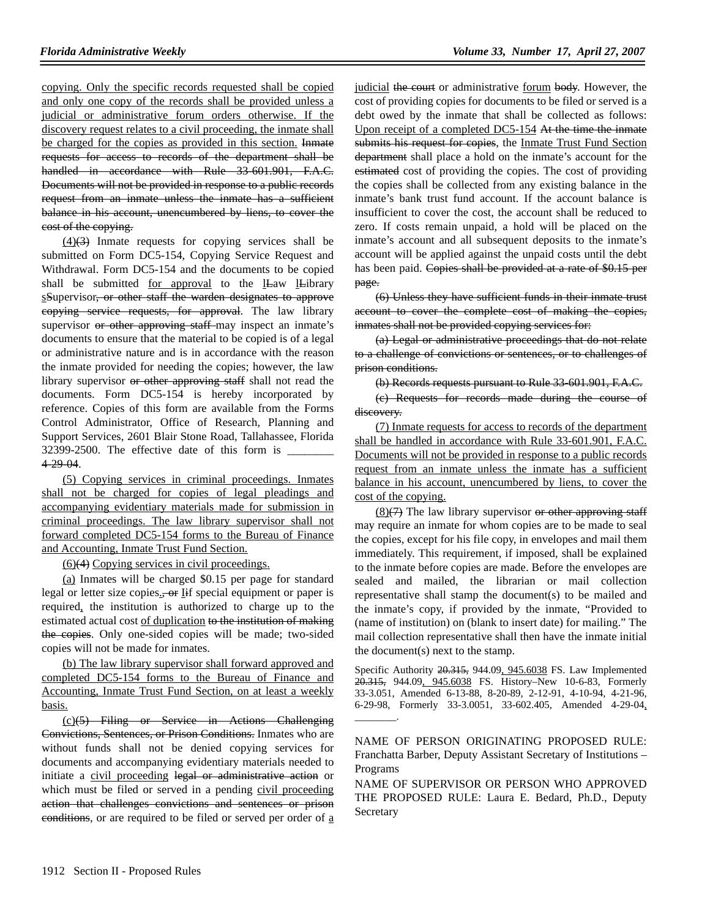copying. Only the specific records requested shall be copied and only one copy of the records shall be provided unless a judicial or administrative forum orders otherwise. If the discovery request relates to a civil proceeding, the inmate shall be charged for the copies as provided in this section. ~~Inmate requests for access to records of the department shall be handled in accordance with Rule 33-601.901, F.A.C. Documents will not be provided in response to a public records request from an inmate unless the inmate has a sufficient balance in his account, unencumbered by liens, to cover the cost of the copying.~~

(4)~~(3)~~ Inmate requests for copying services shall be submitted on Form DC5-154, Copying Service Request and Withdrawal. Form DC5-154 and the documents to be copied shall be submitted for approval to the l~~L~~aw l~~L~~ibrary s~~S~~upervisor~~, or other staff the warden designates to approve copying service requests, for approval~~. The law library supervisor ~~or other approving staff~~ may inspect an inmate's documents to ensure that the material to be copied is of a legal or administrative nature and is in accordance with the reason the inmate provided for needing the copies; however, the law library supervisor ~~or other approving staff~~ shall not read the documents. Form DC5-154 is hereby incorporated by reference. Copies of this form are available from the Forms Control Administrator, Office of Research, Planning and Support Services, 2601 Blair Stone Road, Tallahassee, Florida 32399-2500. The effective date of this form is ________ ~~4-29-04~~.

(5) Copying services in criminal proceedings. Inmates shall not be charged for copies of legal pleadings and accompanying evidentiary materials made for submission in criminal proceedings. The law library supervisor shall not forward completed DC5-154 forms to the Bureau of Finance and Accounting, Inmate Trust Fund Section.

(6)~~(4)~~ Copying services in civil proceedings.

(a) Inmates will be charged $0.15 per page for standard legal or letter size copies.~~, or~~ I~~i~~f special equipment or paper is required, the institution is authorized to charge up to the estimated actual cost of duplication ~~to the institution of making the copies~~. Only one-sided copies will be made; two-sided copies will not be made for inmates.

(b) The law library supervisor shall forward approved and completed DC5-154 forms to the Bureau of Finance and Accounting, Inmate Trust Fund Section, on at least a weekly basis.

(c)~~(5) Filing or Service in Actions Challenging Convictions, Sentences, or Prison Conditions.~~ Inmates who are without funds shall not be denied copying services for documents and accompanying evidentiary materials needed to initiate a civil proceeding ~~legal or administrative action~~ or which must be filed or served in a pending civil proceeding ~~action that challenges convictions and sentences or prison conditions~~, or are required to be filed or served per order of a judicial ~~the court~~ or administrative forum ~~body~~. However, the cost of providing copies for documents to be filed or served is a debt owed by the inmate that shall be collected as follows: Upon receipt of a completed DC5-154 ~~At the time the inmate submits his request for copies~~, the Inmate Trust Fund Section ~~department~~ shall place a hold on the inmate's account for the ~~estimated~~ cost of providing the copies. The cost of providing the copies shall be collected from any existing balance in the inmate's bank trust fund account. If the account balance is insufficient to cover the cost, the account shall be reduced to zero. If costs remain unpaid, a hold will be placed on the inmate's account and all subsequent deposits to the inmate's account will be applied against the unpaid costs until the debt has been paid. ~~Copies shall be provided at a rate of $0.15 per page.~~

~~(6) Unless they have sufficient funds in their inmate trust account to cover the complete cost of making the copies, inmates shall not be provided copying services for:~~

~~(a) Legal or administrative proceedings that do not relate to a challenge of convictions or sentences, or to challenges of prison conditions.~~

~~(b) Records requests pursuant to Rule 33-601.901, F.A.C.~~

~~(c) Requests for records made during the course of discovery.~~

(7) Inmate requests for access to records of the department shall be handled in accordance with Rule 33-601.901, F.A.C. Documents will not be provided in response to a public records request from an inmate unless the inmate has a sufficient balance in his account, unencumbered by liens, to cover the cost of the copying.

(8)~~(7)~~ The law library supervisor ~~or other approving staff~~ may require an inmate for whom copies are to be made to seal the copies, except for his file copy, in envelopes and mail them immediately. This requirement, if imposed, shall be explained to the inmate before copies are made. Before the envelopes are sealed and mailed, the librarian or mail collection representative shall stamp the document(s) to be mailed and the inmate's copy, if provided by the inmate, "Provided to (name of institution) on (blank to insert date) for mailing." The mail collection representative shall then have the inmate initial the document(s) next to the stamp.

Specific Authority ~~20.315,~~ 944.09, 945.6038 FS. Law Implemented ~~20.315,~~ 944.09, 945.6038 FS. History–New 10-6-83, Formerly 33-3.051, Amended 6-13-88, 8-20-89, 2-12-91, 4-10-94, 4-21-96, 6-29-98, Formerly 33-3.0051, 33-602.405, Amended 4-29-04, ________.

NAME OF PERSON ORIGINATING PROPOSED RULE: Franchatta Barber, Deputy Assistant Secretary of Institutions – Programs

NAME OF SUPERVISOR OR PERSON WHO APPROVED THE PROPOSED RULE: Laura E. Bedard, Ph.D., Deputy Secretary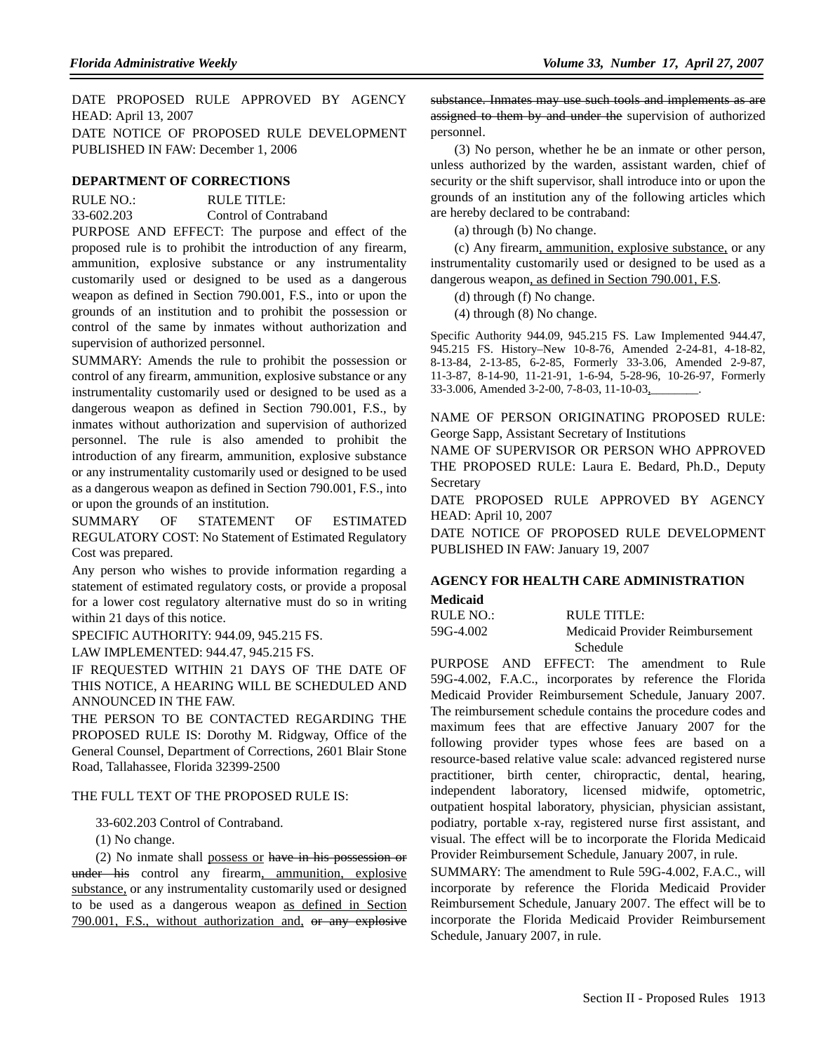DATE PROPOSED RULE APPROVED BY AGENCY HEAD: April 13, 2007

DATE NOTICE OF PROPOSED RULE DEVELOPMENT PUBLISHED IN FAW: December 1, 2006

### DEPARTMENT OF CORRECTIONS

RULE NO.: 33-602.203

RULE TITLE: Control of Contraband

PURPOSE AND EFFECT: The purpose and effect of the proposed rule is to prohibit the introduction of any firearm, ammunition, explosive substance or any instrumentality customarily used or designed to be used as a dangerous weapon as defined in Section 790.001, F.S., into or upon the grounds of an institution and to prohibit the possession or control of the same by inmates without authorization and supervision of authorized personnel.

SUMMARY: Amends the rule to prohibit the possession or control of any firearm, ammunition, explosive substance or any instrumentality customarily used or designed to be used as a dangerous weapon as defined in Section 790.001, F.S., by inmates without authorization and supervision of authorized personnel. The rule is also amended to prohibit the introduction of any firearm, ammunition, explosive substance or any instrumentality customarily used or designed to be used as a dangerous weapon as defined in Section 790.001, F.S., into or upon the grounds of an institution.

SUMMARY OF STATEMENT OF ESTIMATED REGULATORY COST: No Statement of Estimated Regulatory Cost was prepared.

Any person who wishes to provide information regarding a statement of estimated regulatory costs, or provide a proposal for a lower cost regulatory alternative must do so in writing within 21 days of this notice.

SPECIFIC AUTHORITY: 944.09, 945.215 FS.

LAW IMPLEMENTED: 944.47, 945.215 FS.

IF REQUESTED WITHIN 21 DAYS OF THE DATE OF THIS NOTICE, A HEARING WILL BE SCHEDULED AND ANNOUNCED IN THE FAW.

THE PERSON TO BE CONTACTED REGARDING THE PROPOSED RULE IS: Dorothy M. Ridgway, Office of the General Counsel, Department of Corrections, 2601 Blair Stone Road, Tallahassee, Florida 32399-2500

THE FULL TEXT OF THE PROPOSED RULE IS:

33-602.203 Control of Contraband.

(1) No change.

(2) No inmate shall possess or ~~have in his possession or under his~~ control any firearm, ammunition, explosive substance, or any instrumentality customarily used or designed to be used as a dangerous weapon as defined in Section 790.001, F.S., without authorization and, ~~or any explosive substance. Inmates may use such tools and implements as are assigned to them by and under the~~ supervision of authorized personnel.

(3) No person, whether he be an inmate or other person, unless authorized by the warden, assistant warden, chief of security or the shift supervisor, shall introduce into or upon the grounds of an institution any of the following articles which are hereby declared to be contraband:

(a) through (b) No change.

(c) Any firearm, ammunition, explosive substance, or any instrumentality customarily used or designed to be used as a dangerous weapon, as defined in Section 790.001, F.S.

(d) through (f) No change.

(4) through (8) No change.

Specific Authority 944.09, 945.215 FS. Law Implemented 944.47, 945.215 FS. History–New 10-8-76, Amended 2-24-81, 4-18-82, 8-13-84, 2-13-85, 6-2-85, Formerly 33-3.06, Amended 2-9-87, 11-3-87, 8-14-90, 11-21-91, 1-6-94, 5-28-96, 10-26-97, Formerly 33-3.006, Amended 3-2-00, 7-8-03, 11-10-03, ________.

NAME OF PERSON ORIGINATING PROPOSED RULE: George Sapp, Assistant Secretary of Institutions

NAME OF SUPERVISOR OR PERSON WHO APPROVED THE PROPOSED RULE: Laura E. Bedard, Ph.D., Deputy Secretary

DATE PROPOSED RULE APPROVED BY AGENCY HEAD: April 10, 2007

DATE NOTICE OF PROPOSED RULE DEVELOPMENT PUBLISHED IN FAW: January 19, 2007

### AGENCY FOR HEALTH CARE ADMINISTRATION

**Medicaid**

RULE NO.: 59G-4.002

RULE TITLE: Medicaid Provider Reimbursement Schedule

PURPOSE AND EFFECT: The amendment to Rule 59G-4.002, F.A.C., incorporates by reference the Florida Medicaid Provider Reimbursement Schedule, January 2007. The reimbursement schedule contains the procedure codes and maximum fees that are effective January 2007 for the following provider types whose fees are based on a resource-based relative value scale: advanced registered nurse practitioner, birth center, chiropractic, dental, hearing, independent laboratory, licensed midwife, optometric, outpatient hospital laboratory, physician, physician assistant, podiatry, portable x-ray, registered nurse first assistant, and visual. The effect will be to incorporate the Florida Medicaid Provider Reimbursement Schedule, January 2007, in rule.

SUMMARY: The amendment to Rule 59G-4.002, F.A.C., will incorporate by reference the Florida Medicaid Provider Reimbursement Schedule, January 2007. The effect will be to incorporate the Florida Medicaid Provider Reimbursement Schedule, January 2007, in rule.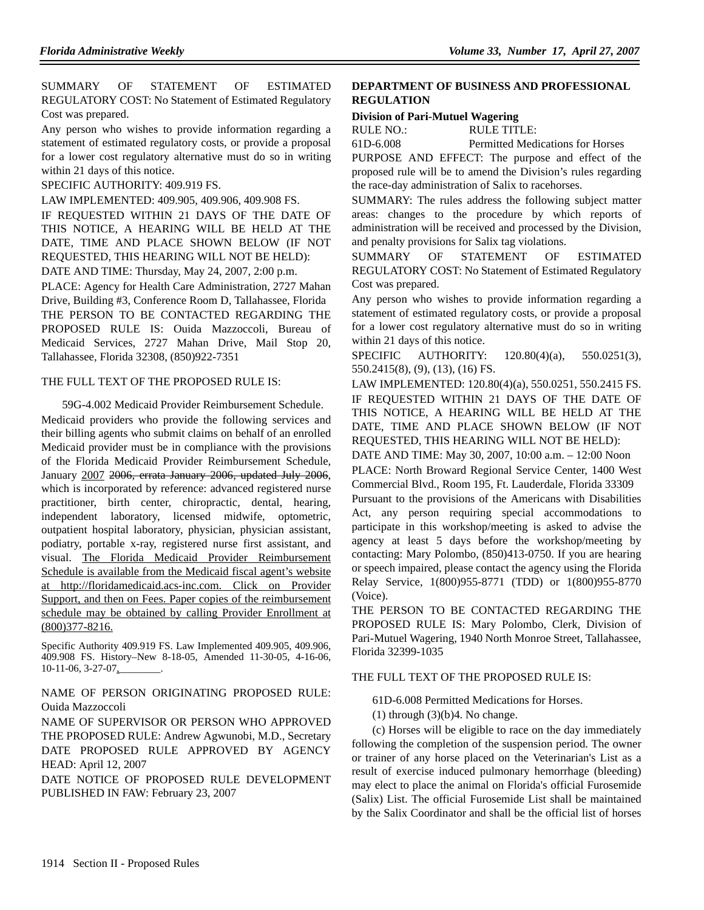SUMMARY OF STATEMENT OF ESTIMATED REGULATORY COST: No Statement of Estimated Regulatory Cost was prepared.

Any person who wishes to provide information regarding a statement of estimated regulatory costs, or provide a proposal for a lower cost regulatory alternative must do so in writing within 21 days of this notice.

SPECIFIC AUTHORITY: 409.919 FS.

LAW IMPLEMENTED: 409.905, 409.906, 409.908 FS.

IF REQUESTED WITHIN 21 DAYS OF THE DATE OF THIS NOTICE, A HEARING WILL BE HELD AT THE DATE, TIME AND PLACE SHOWN BELOW (IF NOT REQUESTED, THIS HEARING WILL NOT BE HELD):

DATE AND TIME: Thursday, May 24, 2007, 2:00 p.m.

PLACE: Agency for Health Care Administration, 2727 Mahan Drive, Building #3, Conference Room D, Tallahassee, Florida

THE PERSON TO BE CONTACTED REGARDING THE PROPOSED RULE IS: Ouida Mazzoccoli, Bureau of Medicaid Services, 2727 Mahan Drive, Mail Stop 20, Tallahassee, Florida 32308, (850)922-7351

THE FULL TEXT OF THE PROPOSED RULE IS:

59G-4.002 Medicaid Provider Reimbursement Schedule.

Medicaid providers who provide the following services and their billing agents who submit claims on behalf of an enrolled Medicaid provider must be in compliance with the provisions of the Florida Medicaid Provider Reimbursement Schedule, January <u>2007</u> ~~2006, errata January 2006, updated July 2006~~, which is incorporated by reference: advanced registered nurse practitioner, birth center, chiropractic, dental, hearing, independent laboratory, licensed midwife, optometric, outpatient hospital laboratory, physician, physician assistant, podiatry, portable x-ray, registered nurse first assistant, and visual. <u>The Florida Medicaid Provider Reimbursement Schedule is available from the Medicaid fiscal agent's website at http://floridamedicaid.acs-inc.com. Click on Provider Support, and then on Fees. Paper copies of the reimbursement schedule may be obtained by calling Provider Enrollment at (800)377-8216.</u>

Specific Authority 409.919 FS. Law Implemented 409.905, 409.906, 409.908 FS. History–New 8-18-05, Amended 11-30-05, 4-16-06, 10-11-06, 3-27-07<u>,\_\_\_\_\_\_\_\_</u>.

NAME OF PERSON ORIGINATING PROPOSED RULE: Ouida Mazzoccoli

NAME OF SUPERVISOR OR PERSON WHO APPROVED THE PROPOSED RULE: Andrew Agwunobi, M.D., Secretary

DATE PROPOSED RULE APPROVED BY AGENCY HEAD: April 12, 2007

DATE NOTICE OF PROPOSED RULE DEVELOPMENT PUBLISHED IN FAW: February 23, 2007

## DEPARTMENT OF BUSINESS AND PROFESSIONAL REGULATION

### Division of Pari-Mutuel Wagering

RULE NO.: RULE TITLE:

61D-6.008 Permitted Medications for Horses

PURPOSE AND EFFECT: The purpose and effect of the proposed rule will be to amend the Division's rules regarding the race-day administration of Salix to racehorses.

SUMMARY: The rules address the following subject matter areas: changes to the procedure by which reports of administration will be received and processed by the Division, and penalty provisions for Salix tag violations.

SUMMARY OF STATEMENT OF ESTIMATED REGULATORY COST: No Statement of Estimated Regulatory Cost was prepared.

Any person who wishes to provide information regarding a statement of estimated regulatory costs, or provide a proposal for a lower cost regulatory alternative must do so in writing within 21 days of this notice.

SPECIFIC AUTHORITY: 120.80(4)(a), 550.0251(3), 550.2415(8), (9), (13), (16) FS.

LAW IMPLEMENTED: 120.80(4)(a), 550.0251, 550.2415 FS.

IF REQUESTED WITHIN 21 DAYS OF THE DATE OF THIS NOTICE, A HEARING WILL BE HELD AT THE DATE, TIME AND PLACE SHOWN BELOW (IF NOT REQUESTED, THIS HEARING WILL NOT BE HELD):

DATE AND TIME: May 30, 2007, 10:00 a.m. – 12:00 Noon

PLACE: North Broward Regional Service Center, 1400 West Commercial Blvd., Room 195, Ft. Lauderdale, Florida 33309

Pursuant to the provisions of the Americans with Disabilities Act, any person requiring special accommodations to participate in this workshop/meeting is asked to advise the agency at least 5 days before the workshop/meeting by contacting: Mary Polombo, (850)413-0750. If you are hearing or speech impaired, please contact the agency using the Florida Relay Service, 1(800)955-8771 (TDD) or 1(800)955-8770 (Voice).

THE PERSON TO BE CONTACTED REGARDING THE PROPOSED RULE IS: Mary Polombo, Clerk, Division of Pari-Mutuel Wagering, 1940 North Monroe Street, Tallahassee, Florida 32399-1035

THE FULL TEXT OF THE PROPOSED RULE IS:

61D-6.008 Permitted Medications for Horses.

(1) through (3)(b)4. No change.

(c) Horses will be eligible to race on the day immediately following the completion of the suspension period. The owner or trainer of any horse placed on the Veterinarian's List as a result of exercise induced pulmonary hemorrhage (bleeding) may elect to place the animal on Florida's official Furosemide (Salix) List. The official Furosemide List shall be maintained by the Salix Coordinator and shall be the official list of horses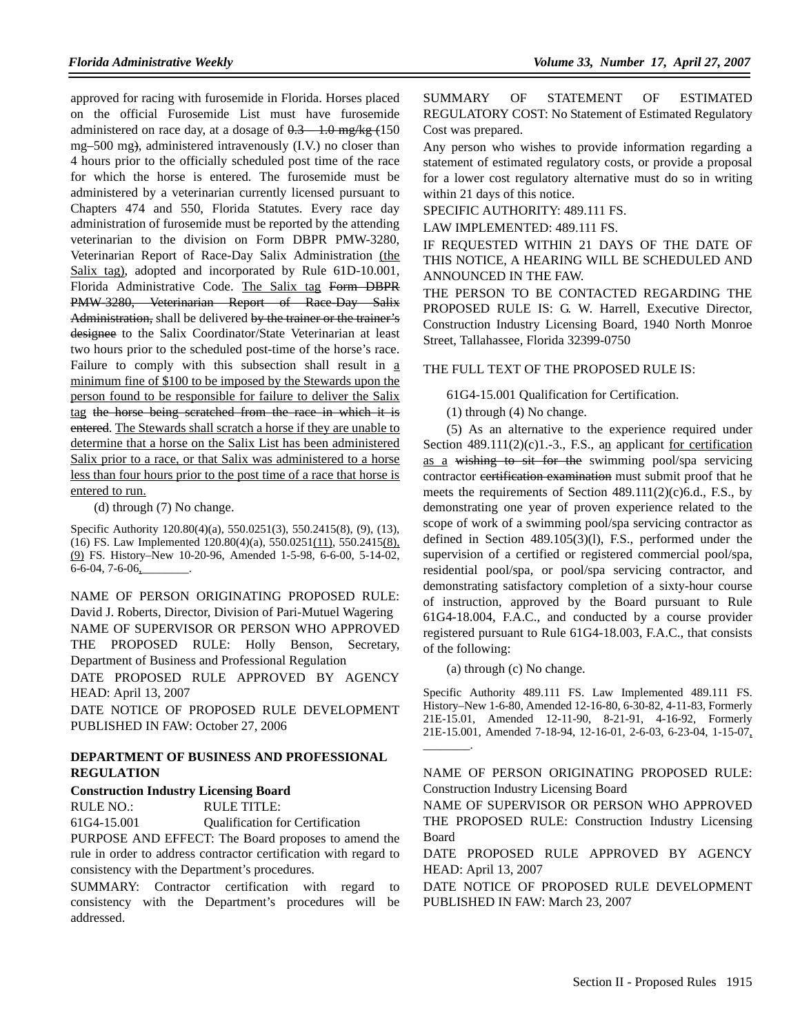approved for racing with furosemide in Florida. Horses placed on the official Furosemide List must have furosemide administered on race day, at a dosage of ~~0.3 – 1.0 mg/kg (~~150 mg–500 mg~~)~~, administered intravenously (I.V.) no closer than 4 hours prior to the officially scheduled post time of the race for which the horse is entered. The furosemide must be administered by a veterinarian currently licensed pursuant to Chapters 474 and 550, Florida Statutes. Every race day administration of furosemide must be reported by the attending veterinarian to the division on Form DBPR PMW-3280, Veterinarian Report of Race-Day Salix Administration (the Salix tag), adopted and incorporated by Rule 61D-10.001, Florida Administrative Code. The Salix tag ~~Form DBPR PMW-3280, Veterinarian Report of Race-Day Salix Administration,~~ shall be delivered ~~by the trainer or the trainer's designee~~ to the Salix Coordinator/State Veterinarian at least two hours prior to the scheduled post-time of the horse's race. Failure to comply with this subsection shall result in a minimum fine of $100 to be imposed by the Stewards upon the person found to be responsible for failure to deliver the Salix tag ~~the horse being scratched from the race in which it is entered~~. The Stewards shall scratch a horse if they are unable to determine that a horse on the Salix List has been administered Salix prior to a race, or that Salix was administered to a horse less than four hours prior to the post time of a race that horse is entered to run.

(d) through (7) No change.

Specific Authority 120.80(4)(a), 550.0251(3), 550.2415(8), (9), (13), (16) FS. Law Implemented 120.80(4)(a), 550.0251(11), 550.2415(8), (9) FS. History–New 10-20-96, Amended 1-5-98, 6-6-00, 5-14-02, 6-6-04, 7-6-06, ________.

NAME OF PERSON ORIGINATING PROPOSED RULE: David J. Roberts, Director, Division of Pari-Mutuel Wagering

NAME OF SUPERVISOR OR PERSON WHO APPROVED THE PROPOSED RULE: Holly Benson, Secretary, Department of Business and Professional Regulation

DATE PROPOSED RULE APPROVED BY AGENCY HEAD: April 13, 2007

DATE NOTICE OF PROPOSED RULE DEVELOPMENT PUBLISHED IN FAW: October 27, 2006

## DEPARTMENT OF BUSINESS AND PROFESSIONAL REGULATION

### Construction Industry Licensing Board

RULE NO.: RULE TITLE:

61G4-15.001 Qualification for Certification

PURPOSE AND EFFECT: The Board proposes to amend the rule in order to address contractor certification with regard to consistency with the Department's procedures.

SUMMARY: Contractor certification with regard to consistency with the Department's procedures will be addressed.

SUMMARY OF STATEMENT OF ESTIMATED REGULATORY COST: No Statement of Estimated Regulatory Cost was prepared.

Any person who wishes to provide information regarding a statement of estimated regulatory costs, or provide a proposal for a lower cost regulatory alternative must do so in writing within 21 days of this notice.

SPECIFIC AUTHORITY: 489.111 FS.

LAW IMPLEMENTED: 489.111 FS.

IF REQUESTED WITHIN 21 DAYS OF THE DATE OF THIS NOTICE, A HEARING WILL BE SCHEDULED AND ANNOUNCED IN THE FAW.

THE PERSON TO BE CONTACTED REGARDING THE PROPOSED RULE IS: G. W. Harrell, Executive Director, Construction Industry Licensing Board, 1940 North Monroe Street, Tallahassee, Florida 32399-0750

THE FULL TEXT OF THE PROPOSED RULE IS:

61G4-15.001 Qualification for Certification.

(1) through (4) No change.

(5) As an alternative to the experience required under Section 489.111(2)(c)1.-3., F.S., an applicant for certification as a ~~wishing to sit for the~~ swimming pool/spa servicing contractor ~~certification examination~~ must submit proof that he meets the requirements of Section 489.111(2)(c)6.d., F.S., by demonstrating one year of proven experience related to the scope of work of a swimming pool/spa servicing contractor as defined in Section 489.105(3)(l), F.S., performed under the supervision of a certified or registered commercial pool/spa, residential pool/spa, or pool/spa servicing contractor, and demonstrating satisfactory completion of a sixty-hour course of instruction, approved by the Board pursuant to Rule 61G4-18.004, F.A.C., and conducted by a course provider registered pursuant to Rule 61G4-18.003, F.A.C., that consists of the following:

(a) through (c) No change.

Specific Authority 489.111 FS. Law Implemented 489.111 FS. History–New 1-6-80, Amended 12-16-80, 6-30-82, 4-11-83, Formerly 21E-15.01, Amended 12-11-90, 8-21-91, 4-16-92, Formerly 21E-15.001, Amended 7-18-94, 12-16-01, 2-6-03, 6-23-04, 1-15-07, ________.

NAME OF PERSON ORIGINATING PROPOSED RULE: Construction Industry Licensing Board

NAME OF SUPERVISOR OR PERSON WHO APPROVED THE PROPOSED RULE: Construction Industry Licensing Board

DATE PROPOSED RULE APPROVED BY AGENCY HEAD: April 13, 2007

DATE NOTICE OF PROPOSED RULE DEVELOPMENT PUBLISHED IN FAW: March 23, 2007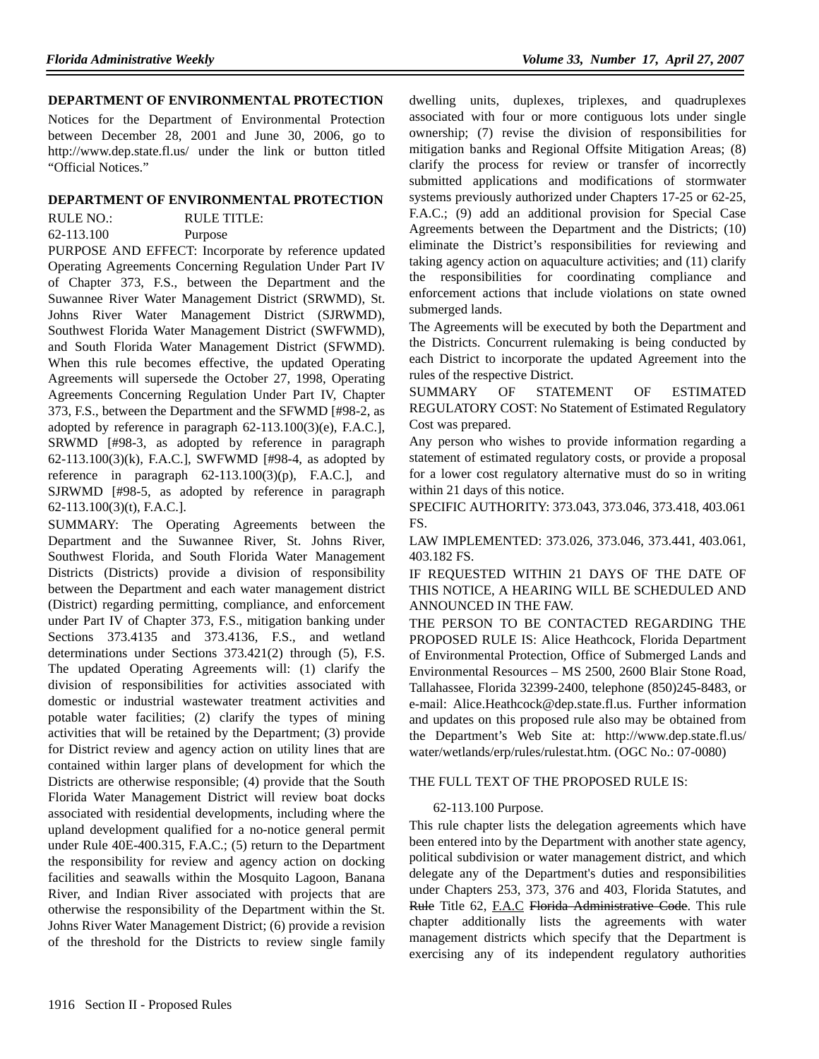### DEPARTMENT OF ENVIRONMENTAL PROTECTION

Notices for the Department of Environmental Protection between December 28, 2001 and June 30, 2006, go to http://www.dep.state.fl.us/ under the link or button titled "Official Notices."

### DEPARTMENT OF ENVIRONMENTAL PROTECTION

| RULE NO.: | RULE TITLE: |
|---|---|
| 62-113.100 | Purpose |

PURPOSE AND EFFECT: Incorporate by reference updated Operating Agreements Concerning Regulation Under Part IV of Chapter 373, F.S., between the Department and the Suwannee River Water Management District (SRWMD), St. Johns River Water Management District (SJRWMD), Southwest Florida Water Management District (SWFWMD), and South Florida Water Management District (SFWMD). When this rule becomes effective, the updated Operating Agreements will supersede the October 27, 1998, Operating Agreements Concerning Regulation Under Part IV, Chapter 373, F.S., between the Department and the SFWMD [#98-2, as adopted by reference in paragraph 62-113.100(3)(e), F.A.C.], SRWMD [#98-3, as adopted by reference in paragraph 62-113.100(3)(k), F.A.C.], SWFWMD [#98-4, as adopted by reference in paragraph 62-113.100(3)(p), F.A.C.], and SJRWMD [#98-5, as adopted by reference in paragraph 62-113.100(3)(t), F.A.C.].

SUMMARY: The Operating Agreements between the Department and the Suwannee River, St. Johns River, Southwest Florida, and South Florida Water Management Districts (Districts) provide a division of responsibility between the Department and each water management district (District) regarding permitting, compliance, and enforcement under Part IV of Chapter 373, F.S., mitigation banking under Sections 373.4135 and 373.4136, F.S., and wetland determinations under Sections 373.421(2) through (5), F.S. The updated Operating Agreements will: (1) clarify the division of responsibilities for activities associated with domestic or industrial wastewater treatment activities and potable water facilities; (2) clarify the types of mining activities that will be retained by the Department; (3) provide for District review and agency action on utility lines that are contained within larger plans of development for which the Districts are otherwise responsible; (4) provide that the South Florida Water Management District will review boat docks associated with residential developments, including where the upland development qualified for a no-notice general permit under Rule 40E-400.315, F.A.C.; (5) return to the Department the responsibility for review and agency action on docking facilities and seawalls within the Mosquito Lagoon, Banana River, and Indian River associated with projects that are otherwise the responsibility of the Department within the St. Johns River Water Management District; (6) provide a revision of the threshold for the Districts to review single family dwelling units, duplexes, triplexes, and quadruplexes associated with four or more contiguous lots under single ownership; (7) revise the division of responsibilities for mitigation banks and Regional Offsite Mitigation Areas; (8) clarify the process for review or transfer of incorrectly submitted applications and modifications of stormwater systems previously authorized under Chapters 17-25 or 62-25, F.A.C.; (9) add an additional provision for Special Case Agreements between the Department and the Districts; (10) eliminate the District's responsibilities for reviewing and taking agency action on aquaculture activities; and (11) clarify the responsibilities for coordinating compliance and enforcement actions that include violations on state owned submerged lands.

The Agreements will be executed by both the Department and the Districts. Concurrent rulemaking is being conducted by each District to incorporate the updated Agreement into the rules of the respective District.

SUMMARY OF STATEMENT OF ESTIMATED REGULATORY COST: No Statement of Estimated Regulatory Cost was prepared.

Any person who wishes to provide information regarding a statement of estimated regulatory costs, or provide a proposal for a lower cost regulatory alternative must do so in writing within 21 days of this notice.

SPECIFIC AUTHORITY: 373.043, 373.046, 373.418, 403.061 FS.

LAW IMPLEMENTED: 373.026, 373.046, 373.441, 403.061, 403.182 FS.

IF REQUESTED WITHIN 21 DAYS OF THE DATE OF THIS NOTICE, A HEARING WILL BE SCHEDULED AND ANNOUNCED IN THE FAW.

THE PERSON TO BE CONTACTED REGARDING THE PROPOSED RULE IS: Alice Heathcock, Florida Department of Environmental Protection, Office of Submerged Lands and Environmental Resources – MS 2500, 2600 Blair Stone Road, Tallahassee, Florida 32399-2400, telephone (850)245-8483, or e-mail: Alice.Heathcock@dep.state.fl.us. Further information and updates on this proposed rule also may be obtained from the Department's Web Site at: http://www.dep.state.fl.us/water/wetlands/erp/rules/rulestat.htm. (OGC No.: 07-0080)

THE FULL TEXT OF THE PROPOSED RULE IS:

62-113.100 Purpose.

This rule chapter lists the delegation agreements which have been entered into by the Department with another state agency, political subdivision or water management district, and which delegate any of the Department's duties and responsibilities under Chapters 253, 373, 376 and 403, Florida Statutes, and ~~Rule~~ Title 62, F.A.C ~~Florida Administrative Code~~. This rule chapter additionally lists the agreements with water management districts which specify that the Department is exercising any of its independent regulatory authorities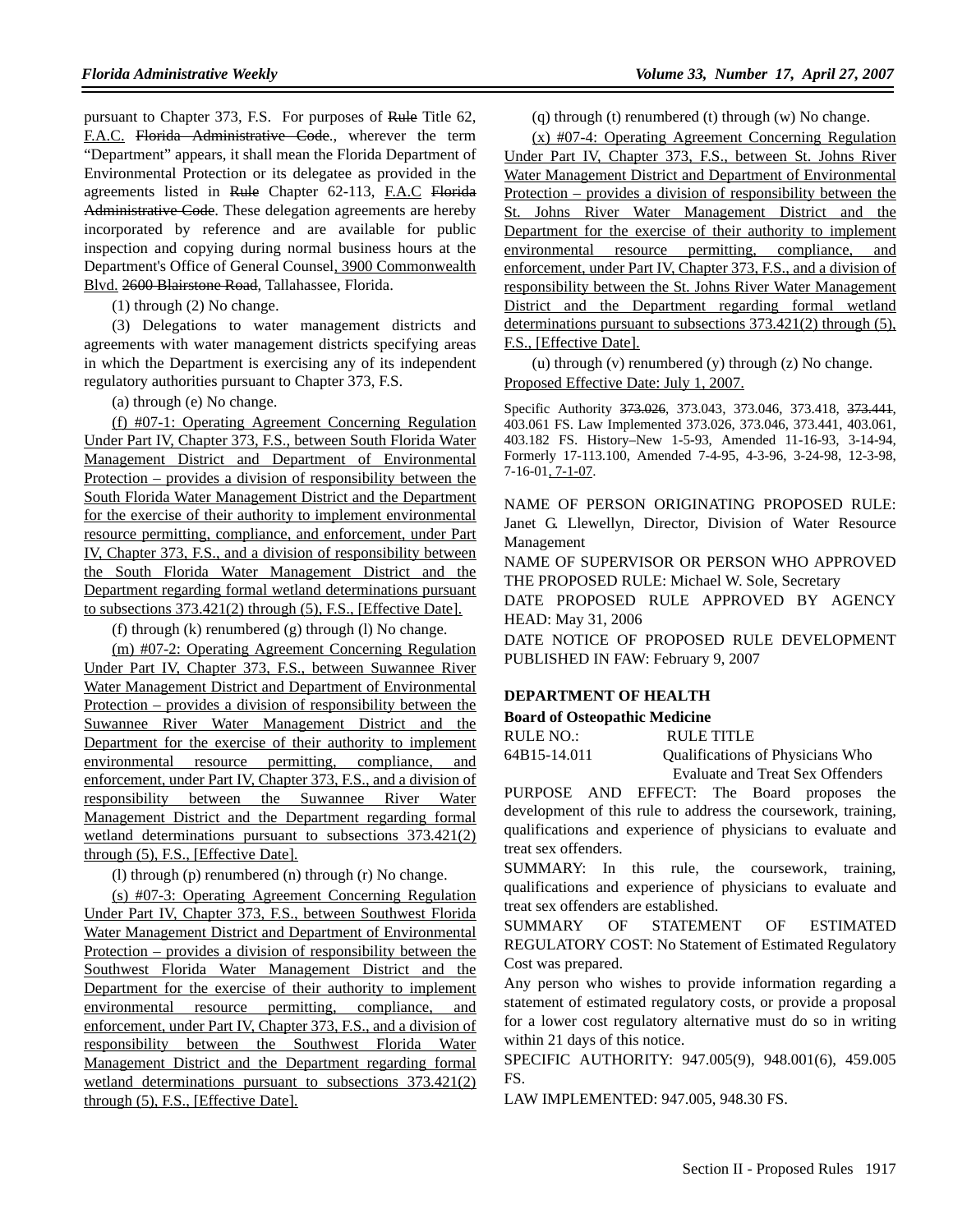pursuant to Chapter 373, F.S. For purposes of ~~Rule~~ Title 62, <u>F.A.C.</u> ~~Florida Administrative Code~~., wherever the term "Department" appears, it shall mean the Florida Department of Environmental Protection or its delegatee as provided in the agreements listed in ~~Rule~~ Chapter 62-113, <u>F.A.C</u> ~~Florida Administrative Code~~. These delegation agreements are hereby incorporated by reference and are available for public inspection and copying during normal business hours at the Department's Office of General Counsel<u>, 3900 Commonwealth Blvd.</u> ~~2600 Blairstone Road~~, Tallahassee, Florida.

(1) through (2) No change.

(3) Delegations to water management districts and agreements with water management districts specifying areas in which the Department is exercising any of its independent regulatory authorities pursuant to Chapter 373, F.S.

(a) through (e) No change.

<u>(f) #07-1: Operating Agreement Concerning Regulation Under Part IV, Chapter 373, F.S., between South Florida Water Management District and Department of Environmental Protection – provides a division of responsibility between the South Florida Water Management District and the Department for the exercise of their authority to implement environmental resource permitting, compliance, and enforcement, under Part IV, Chapter 373, F.S., and a division of responsibility between the South Florida Water Management District and the Department regarding formal wetland determinations pursuant to subsections 373.421(2) through (5), F.S., [Effective Date].</u>

(f) through (k) renumbered (g) through (l) No change.

<u>(m) #07-2: Operating Agreement Concerning Regulation Under Part IV, Chapter 373, F.S., between Suwannee River Water Management District and Department of Environmental Protection – provides a division of responsibility between the Suwannee River Water Management District and the Department for the exercise of their authority to implement environmental resource permitting, compliance, and enforcement, under Part IV, Chapter 373, F.S., and a division of responsibility between the Suwannee River Water Management District and the Department regarding formal wetland determinations pursuant to subsections 373.421(2) through (5), F.S., [Effective Date].</u>

(l) through (p) renumbered (n) through (r) No change.

<u>(s) #07-3: Operating Agreement Concerning Regulation Under Part IV, Chapter 373, F.S., between Southwest Florida Water Management District and Department of Environmental Protection – provides a division of responsibility between the Southwest Florida Water Management District and the Department for the exercise of their authority to implement environmental resource permitting, compliance, and enforcement, under Part IV, Chapter 373, F.S., and a division of responsibility between the Southwest Florida Water Management District and the Department regarding formal wetland determinations pursuant to subsections 373.421(2) through (5), F.S., [Effective Date].</u>

(q) through (t) renumbered (t) through (w) No change.

<u>(x) #07-4: Operating Agreement Concerning Regulation Under Part IV, Chapter 373, F.S., between St. Johns River Water Management District and Department of Environmental Protection – provides a division of responsibility between the St. Johns River Water Management District and the Department for the exercise of their authority to implement environmental resource permitting, compliance, and enforcement, under Part IV, Chapter 373, F.S., and a division of responsibility between the St. Johns River Water Management District and the Department regarding formal wetland determinations pursuant to subsections 373.421(2) through (5), F.S., [Effective Date].</u>

(u) through (v) renumbered (y) through (z) No change.

<u>Proposed Effective Date: July 1, 2007.</u>

Specific Authority ~~373.026~~, 373.043, 373.046, 373.418, ~~373.441~~, 403.061 FS. Law Implemented 373.026, 373.046, 373.441, 403.061, 403.182 FS. History–New 1-5-93, Amended 11-16-93, 3-14-94, Formerly 17-113.100, Amended 7-4-95, 4-3-96, 3-24-98, 12-3-98, 7-16-01<u>, 7-1-07</u>.

NAME OF PERSON ORIGINATING PROPOSED RULE: Janet G. Llewellyn, Director, Division of Water Resource Management

NAME OF SUPERVISOR OR PERSON WHO APPROVED THE PROPOSED RULE: Michael W. Sole, Secretary

DATE PROPOSED RULE APPROVED BY AGENCY HEAD: May 31, 2006

DATE NOTICE OF PROPOSED RULE DEVELOPMENT PUBLISHED IN FAW: February 9, 2007

## DEPARTMENT OF HEALTH

### Board of Osteopathic Medicine

| RULE NO.: | RULE TITLE |
|---|---|
| 64B15-14.011 | Qualifications of Physicians Who Evaluate and Treat Sex Offenders |

PURPOSE AND EFFECT: The Board proposes the development of this rule to address the coursework, training, qualifications and experience of physicians to evaluate and treat sex offenders.

SUMMARY: In this rule, the coursework, training, qualifications and experience of physicians to evaluate and treat sex offenders are established.

SUMMARY OF STATEMENT OF ESTIMATED REGULATORY COST: No Statement of Estimated Regulatory Cost was prepared.

Any person who wishes to provide information regarding a statement of estimated regulatory costs, or provide a proposal for a lower cost regulatory alternative must do so in writing within 21 days of this notice.

SPECIFIC AUTHORITY: 947.005(9), 948.001(6), 459.005 FS.

LAW IMPLEMENTED: 947.005, 948.30 FS.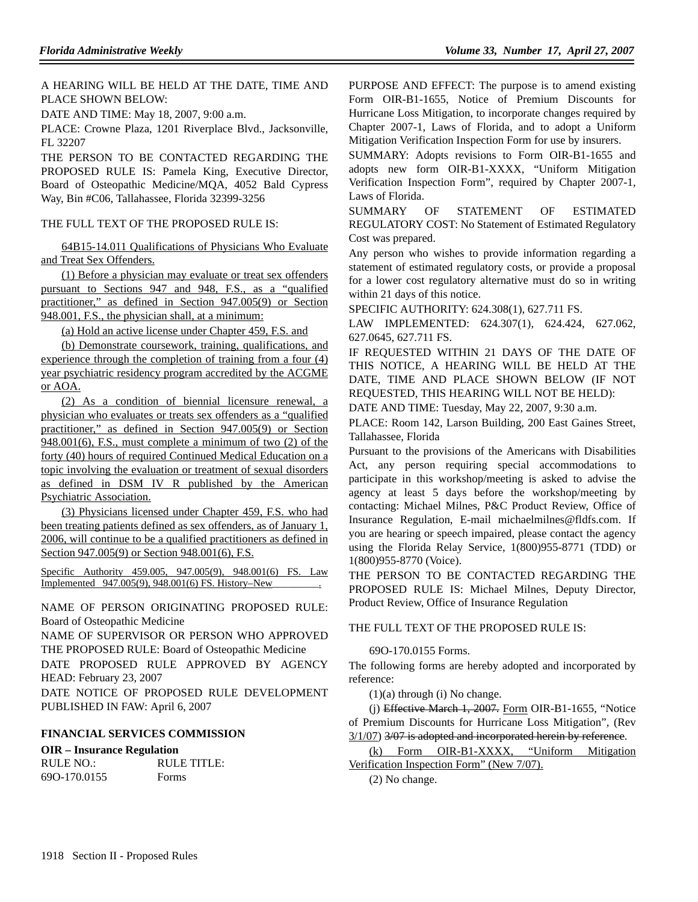A HEARING WILL BE HELD AT THE DATE, TIME AND PLACE SHOWN BELOW:

DATE AND TIME: May 18, 2007, 9:00 a.m.

PLACE: Crowne Plaza, 1201 Riverplace Blvd., Jacksonville, FL 32207

THE PERSON TO BE CONTACTED REGARDING THE PROPOSED RULE IS: Pamela King, Executive Director, Board of Osteopathic Medicine/MQA, 4052 Bald Cypress Way, Bin #C06, Tallahassee, Florida 32399-3256

THE FULL TEXT OF THE PROPOSED RULE IS:

64B15-14.011 Qualifications of Physicians Who Evaluate and Treat Sex Offenders.

(1) Before a physician may evaluate or treat sex offenders pursuant to Sections 947 and 948, F.S., as a "qualified practitioner," as defined in Section 947.005(9) or Section 948.001, F.S., the physician shall, at a minimum:

(a) Hold an active license under Chapter 459, F.S. and

(b) Demonstrate coursework, training, qualifications, and experience through the completion of training from a four (4) year psychiatric residency program accredited by the ACGME or AOA.

(2) As a condition of biennial licensure renewal, a physician who evaluates or treats sex offenders as a "qualified practitioner," as defined in Section 947.005(9) or Section 948.001(6), F.S., must complete a minimum of two (2) of the forty (40) hours of required Continued Medical Education on a topic involving the evaluation or treatment of sexual disorders as defined in DSM IV R published by the American Psychiatric Association.

(3) Physicians licensed under Chapter 459, F.S. who had been treating patients defined as sex offenders, as of January 1, 2006, will continue to be a qualified practitioners as defined in Section 947.005(9) or Section 948.001(6), F.S.

Specific Authority 459.005, 947.005(9), 948.001(6) FS. Law Implemented 947.005(9), 948.001(6) FS. History–New________.

NAME OF PERSON ORIGINATING PROPOSED RULE: Board of Osteopathic Medicine

NAME OF SUPERVISOR OR PERSON WHO APPROVED THE PROPOSED RULE: Board of Osteopathic Medicine

DATE PROPOSED RULE APPROVED BY AGENCY HEAD: February 23, 2007

DATE NOTICE OF PROPOSED RULE DEVELOPMENT PUBLISHED IN FAW: April 6, 2007

## FINANCIAL SERVICES COMMISSION

### OIR – Insurance Regulation

| RULE NO.: | RULE TITLE: |
|---|---|
| 69O-170.0155 | Forms |

PURPOSE AND EFFECT: The purpose is to amend existing Form OIR-B1-1655, Notice of Premium Discounts for Hurricane Loss Mitigation, to incorporate changes required by Chapter 2007-1, Laws of Florida, and to adopt a Uniform Mitigation Verification Inspection Form for use by insurers.

SUMMARY: Adopts revisions to Form OIR-B1-1655 and adopts new form OIR-B1-XXXX, "Uniform Mitigation Verification Inspection Form", required by Chapter 2007-1, Laws of Florida.

SUMMARY OF STATEMENT OF ESTIMATED REGULATORY COST: No Statement of Estimated Regulatory Cost was prepared.

Any person who wishes to provide information regarding a statement of estimated regulatory costs, or provide a proposal for a lower cost regulatory alternative must do so in writing within 21 days of this notice.

SPECIFIC AUTHORITY: 624.308(1), 627.711 FS.

LAW IMPLEMENTED: 624.307(1), 624.424, 627.062, 627.0645, 627.711 FS.

IF REQUESTED WITHIN 21 DAYS OF THE DATE OF THIS NOTICE, A HEARING WILL BE HELD AT THE DATE, TIME AND PLACE SHOWN BELOW (IF NOT REQUESTED, THIS HEARING WILL NOT BE HELD):

DATE AND TIME: Tuesday, May 22, 2007, 9:30 a.m.

PLACE: Room 142, Larson Building, 200 East Gaines Street, Tallahassee, Florida

Pursuant to the provisions of the Americans with Disabilities Act, any person requiring special accommodations to participate in this workshop/meeting is asked to advise the agency at least 5 days before the workshop/meeting by contacting: Michael Milnes, P&C Product Review, Office of Insurance Regulation, E-mail michaelmilnes@fldfs.com. If you are hearing or speech impaired, please contact the agency using the Florida Relay Service, 1(800)955-8771 (TDD) or 1(800)955-8770 (Voice).

THE PERSON TO BE CONTACTED REGARDING THE PROPOSED RULE IS: Michael Milnes, Deputy Director, Product Review, Office of Insurance Regulation

THE FULL TEXT OF THE PROPOSED RULE IS:

69O-170.0155 Forms.

The following forms are hereby adopted and incorporated by reference:

(1)(a) through (i) No change.

(j) ~~Effective March 1, 2007.~~ Form OIR-B1-1655, "Notice of Premium Discounts for Hurricane Loss Mitigation", (Rev 3/1/07) ~~3/07 is adopted and incorporated herein by reference~~.

(k) Form OIR-B1-XXXX, "Uniform Mitigation Verification Inspection Form" (New 7/07).

(2) No change.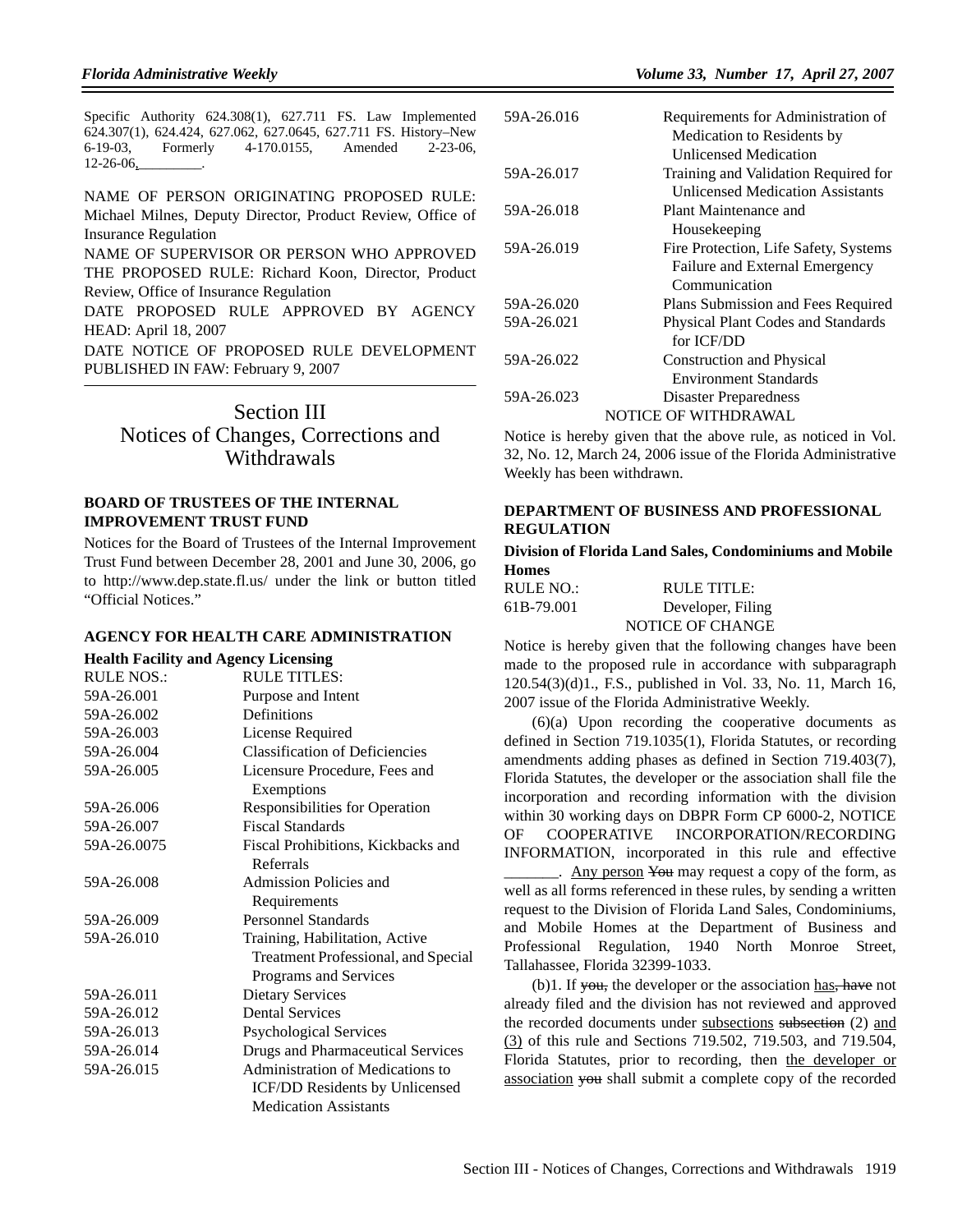Specific Authority 624.308(1), 627.711 FS. Law Implemented 624.307(1), 624.424, 627.062, 627.0645, 627.711 FS. History–New 6-19-03, Formerly 4-170.0155, Amended 2-23-06, 12-26-06, \_\_\_\_\_\_\_\_.

NAME OF PERSON ORIGINATING PROPOSED RULE: Michael Milnes, Deputy Director, Product Review, Office of Insurance Regulation

NAME OF SUPERVISOR OR PERSON WHO APPROVED THE PROPOSED RULE: Richard Koon, Director, Product Review, Office of Insurance Regulation

DATE PROPOSED RULE APPROVED BY AGENCY HEAD: April 18, 2007

DATE NOTICE OF PROPOSED RULE DEVELOPMENT PUBLISHED IN FAW: February 9, 2007

# Section III Notices of Changes, Corrections and Withdrawals

## BOARD OF TRUSTEES OF THE INTERNAL IMPROVEMENT TRUST FUND

Notices for the Board of Trustees of the Internal Improvement Trust Fund between December 28, 2001 and June 30, 2006, go to http://www.dep.state.fl.us/ under the link or button titled "Official Notices."

## AGENCY FOR HEALTH CARE ADMINISTRATION

### Health Facility and Agency Licensing

| RULE NOS.: | RULE TITLES: |
|---|---|
| 59A-26.001 | Purpose and Intent |
| 59A-26.002 | Definitions |
| 59A-26.003 | License Required |
| 59A-26.004 | Classification of Deficiencies |
| 59A-26.005 | Licensure Procedure, Fees and Exemptions |
| 59A-26.006 | Responsibilities for Operation |
| 59A-26.007 | Fiscal Standards |
| 59A-26.0075 | Fiscal Prohibitions, Kickbacks and Referrals |
| 59A-26.008 | Admission Policies and Requirements |
| 59A-26.009 | Personnel Standards |
| 59A-26.010 | Training, Habilitation, Active Treatment Professional, and Special Programs and Services |
| 59A-26.011 | Dietary Services |
| 59A-26.012 | Dental Services |
| 59A-26.013 | Psychological Services |
| 59A-26.014 | Drugs and Pharmaceutical Services |
| 59A-26.015 | Administration of Medications to ICF/DD Residents by Unlicensed Medication Assistants |
| 59A-26.016 | Requirements for Administration of Medication to Residents by Unlicensed Medication |
| 59A-26.017 | Training and Validation Required for Unlicensed Medication Assistants |
| 59A-26.018 | Plant Maintenance and Housekeeping |
| 59A-26.019 | Fire Protection, Life Safety, Systems Failure and External Emergency Communication |
| 59A-26.020 | Plans Submission and Fees Required |
| 59A-26.021 | Physical Plant Codes and Standards for ICF/DD |
| 59A-26.022 | Construction and Physical Environment Standards |
| 59A-26.023 | Disaster Preparedness |

NOTICE OF WITHDRAWAL

Notice is hereby given that the above rule, as noticed in Vol. 32, No. 12, March 24, 2006 issue of the Florida Administrative Weekly has been withdrawn.

## DEPARTMENT OF BUSINESS AND PROFESSIONAL REGULATION

### Division of Florida Land Sales, Condominiums and Mobile Homes

| RULE NO.: | RULE TITLE: |
|---|---|
| 61B-79.001 | Developer, Filing |

NOTICE OF CHANGE

Notice is hereby given that the following changes have been made to the proposed rule in accordance with subparagraph 120.54(3)(d)1., F.S., published in Vol. 33, No. 11, March 16, 2007 issue of the Florida Administrative Weekly.

(6)(a) Upon recording the cooperative documents as defined in Section 719.1035(1), Florida Statutes, or recording amendments adding phases as defined in Section 719.403(7), Florida Statutes, the developer or the association shall file the incorporation and recording information with the division within 30 working days on DBPR Form CP 6000-2, NOTICE OF COOPERATIVE INCORPORATION/RECORDING INFORMATION, incorporated in this rule and effective \_\_\_\_\_\_\_. Any person ~~You~~ may request a copy of the form, as well as all forms referenced in these rules, by sending a written request to the Division of Florida Land Sales, Condominiums, and Mobile Homes at the Department of Business and Professional Regulation, 1940 North Monroe Street, Tallahassee, Florida 32399-1033.

(b)1. If ~~you,~~ the developer or the association has~~, have~~ not already filed and the division has not reviewed and approved the recorded documents under subsections ~~subsection~~ (2) and (3) of this rule and Sections 719.502, 719.503, and 719.504, Florida Statutes, prior to recording, then the developer or association ~~you~~ shall submit a complete copy of the recorded